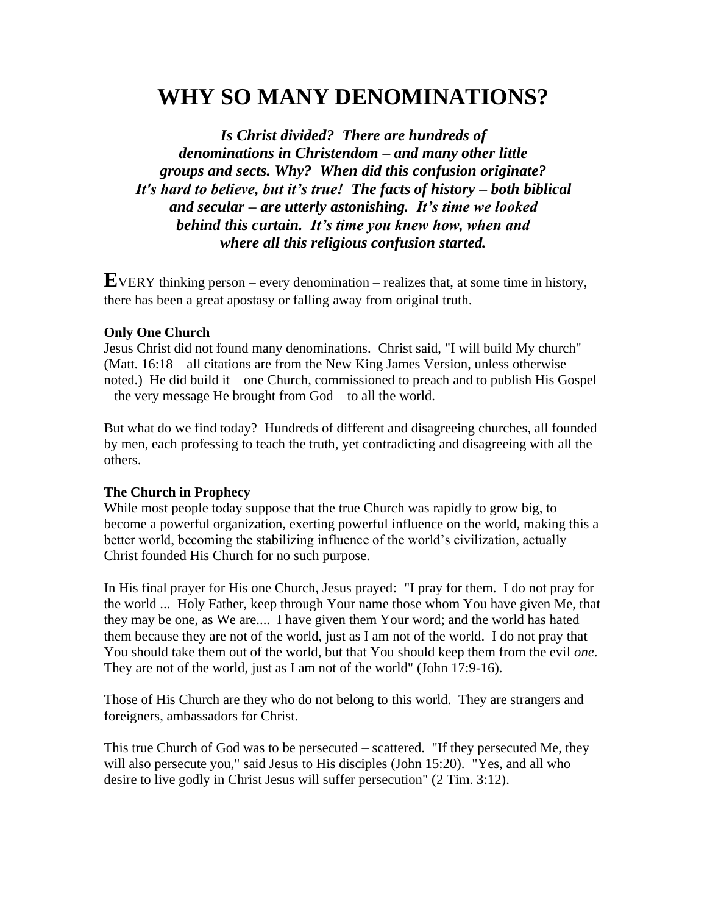# WHY SO MANY DENOMINATIONS?

***Is Christ divided? There are hundreds of denominations in Christendom – and many other little groups and sects. Why? When did this confusion originate? It's hard to believe, but it's true! The facts of history – both biblical and secular – are utterly astonishing. It's time we looked behind this curtain. It's time you knew how, when and where all this religious confusion started.***

**E**VERY thinking person – every denomination – realizes that, at some time in history, there has been a great apostasy or falling away from original truth.

**Only One Church**

Jesus Christ did not found many denominations. Christ said, "I will build My church" (Matt. 16:18 – all citations are from the New King James Version, unless otherwise noted.) He did build it – one Church, commissioned to preach and to publish His Gospel – the very message He brought from God – to all the world.

But what do we find today? Hundreds of different and disagreeing churches, all founded by men, each professing to teach the truth, yet contradicting and disagreeing with all the others.

**The Church in Prophecy**

While most people today suppose that the true Church was rapidly to grow big, to become a powerful organization, exerting powerful influence on the world, making this a better world, becoming the stabilizing influence of the world's civilization, actually Christ founded His Church for no such purpose.

In His final prayer for His one Church, Jesus prayed: "I pray for them. I do not pray for the world ... Holy Father, keep through Your name those whom You have given Me, that they may be one, as We are.... I have given them Your word; and the world has hated them because they are not of the world, just as I am not of the world. I do not pray that You should take them out of the world, but that You should keep them from the evil *one*. They are not of the world, just as I am not of the world" (John 17:9-16).

Those of His Church are they who do not belong to this world. They are strangers and foreigners, ambassadors for Christ.

This true Church of God was to be persecuted – scattered. "If they persecuted Me, they will also persecute you," said Jesus to His disciples (John 15:20). "Yes, and all who desire to live godly in Christ Jesus will suffer persecution" (2 Tim. 3:12).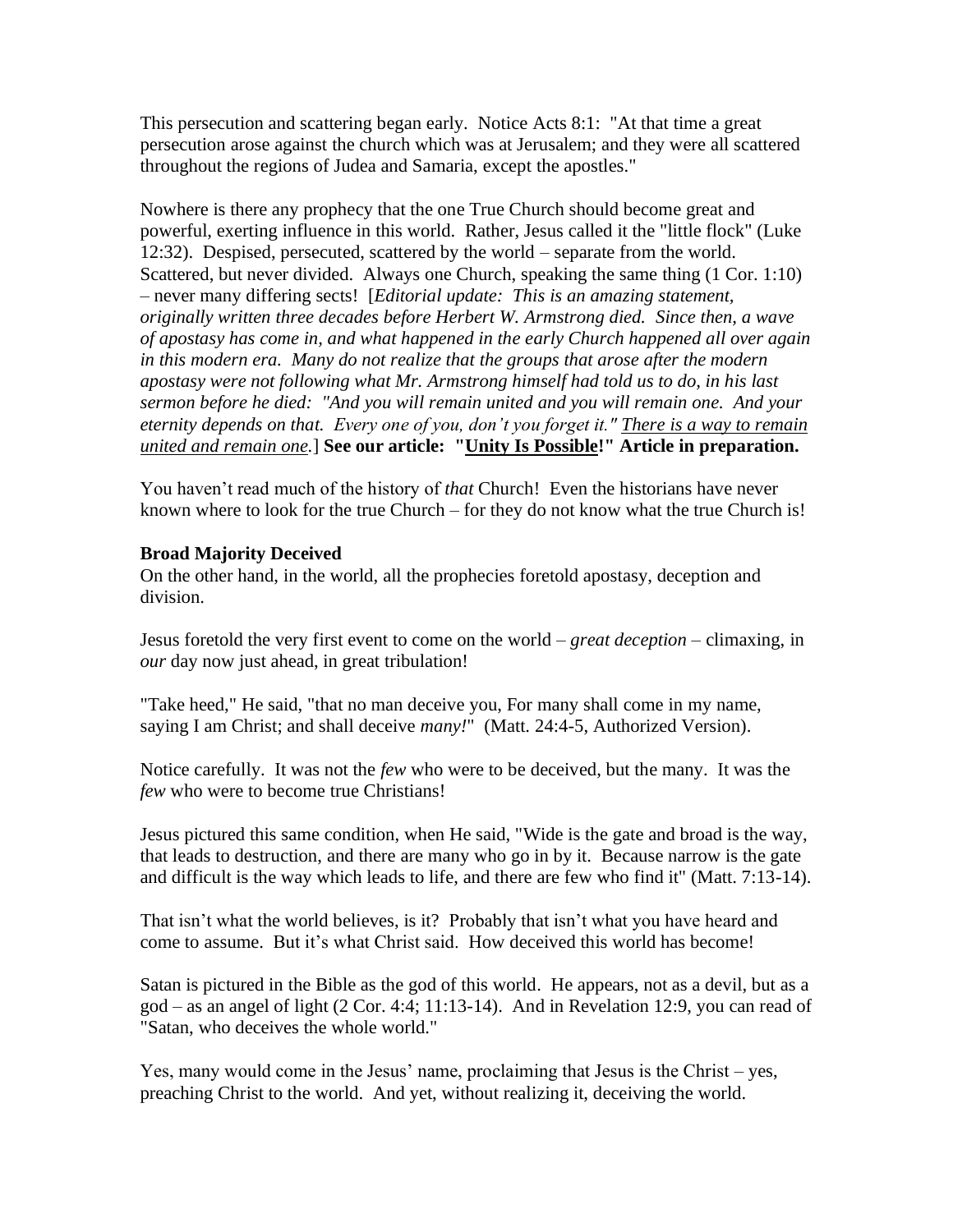This persecution and scattering began early. Notice Acts 8:1: "At that time a great persecution arose against the church which was at Jerusalem; and they were all scattered throughout the regions of Judea and Samaria, except the apostles."

Nowhere is there any prophecy that the one True Church should become great and powerful, exerting influence in this world. Rather, Jesus called it the "little flock" (Luke 12:32). Despised, persecuted, scattered by the world – separate from the world. Scattered, but never divided. Always one Church, speaking the same thing (1 Cor. 1:10) – never many differing sects! [*Editorial update: This is an amazing statement, originally written three decades before Herbert W. Armstrong died. Since then, a wave of apostasy has come in, and what happened in the early Church happened all over again in this modern era. Many do not realize that the groups that arose after the modern apostasy were not following what Mr. Armstrong himself had told us to do, in his last sermon before he died: "And you will remain united and you will remain one. And your eternity depends on that. Every one of you, don't you forget it."* *There is a way to remain united and remain one.*] **See our article: "Unity Is Possible!" Article in preparation.**

You haven't read much of the history of *that* Church! Even the historians have never known where to look for the true Church – for they do not know what the true Church is!

**Broad Majority Deceived**

On the other hand, in the world, all the prophecies foretold apostasy, deception and division.

Jesus foretold the very first event to come on the world – *great deception* – climaxing, in *our* day now just ahead, in great tribulation!

"Take heed," He said, "that no man deceive you, For many shall come in my name, saying I am Christ; and shall deceive *many!*" (Matt. 24:4-5, Authorized Version).

Notice carefully. It was not the *few* who were to be deceived, but the many. It was the *few* who were to become true Christians!

Jesus pictured this same condition, when He said, "Wide is the gate and broad is the way, that leads to destruction, and there are many who go in by it. Because narrow is the gate and difficult is the way which leads to life, and there are few who find it" (Matt. 7:13-14).

That isn't what the world believes, is it? Probably that isn't what you have heard and come to assume. But it's what Christ said. How deceived this world has become!

Satan is pictured in the Bible as the god of this world. He appears, not as a devil, but as a god – as an angel of light (2 Cor. 4:4; 11:13-14). And in Revelation 12:9, you can read of "Satan, who deceives the whole world."

Yes, many would come in the Jesus' name, proclaiming that Jesus is the Christ – yes, preaching Christ to the world. And yet, without realizing it, deceiving the world.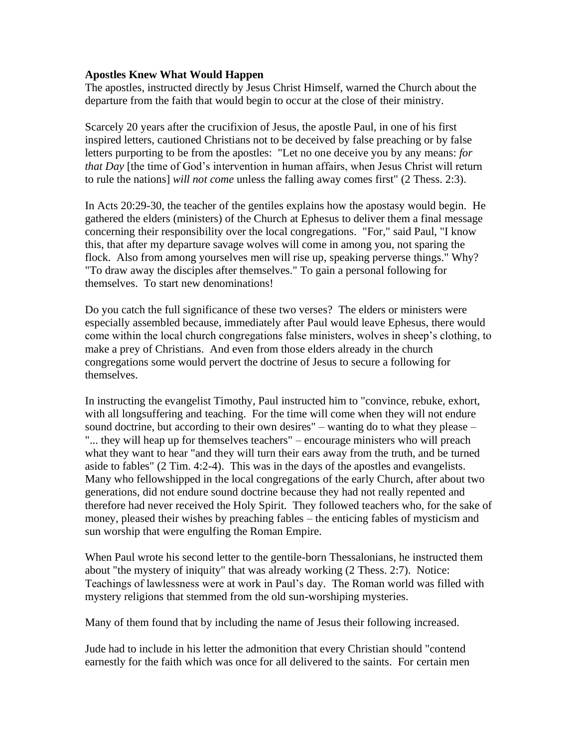**Apostles Knew What Would Happen**

The apostles, instructed directly by Jesus Christ Himself, warned the Church about the departure from the faith that would begin to occur at the close of their ministry.

Scarcely 20 years after the crucifixion of Jesus, the apostle Paul, in one of his first inspired letters, cautioned Christians not to be deceived by false preaching or by false letters purporting to be from the apostles: "Let no one deceive you by any means: *for that Day* [the time of God's intervention in human affairs, when Jesus Christ will return to rule the nations] *will not come* unless the falling away comes first" (2 Thess. 2:3).

In Acts 20:29-30, the teacher of the gentiles explains how the apostasy would begin. He gathered the elders (ministers) of the Church at Ephesus to deliver them a final message concerning their responsibility over the local congregations. "For," said Paul, "I know this, that after my departure savage wolves will come in among you, not sparing the flock. Also from among yourselves men will rise up, speaking perverse things." Why? "To draw away the disciples after themselves." To gain a personal following for themselves. To start new denominations!

Do you catch the full significance of these two verses? The elders or ministers were especially assembled because, immediately after Paul would leave Ephesus, there would come within the local church congregations false ministers, wolves in sheep's clothing, to make a prey of Christians. And even from those elders already in the church congregations some would pervert the doctrine of Jesus to secure a following for themselves.

In instructing the evangelist Timothy, Paul instructed him to "convince, rebuke, exhort, with all longsuffering and teaching. For the time will come when they will not endure sound doctrine, but according to their own desires" – wanting do to what they please – "... they will heap up for themselves teachers" – encourage ministers who will preach what they want to hear "and they will turn their ears away from the truth, and be turned aside to fables" (2 Tim. 4:2-4). This was in the days of the apostles and evangelists. Many who fellowshipped in the local congregations of the early Church, after about two generations, did not endure sound doctrine because they had not really repented and therefore had never received the Holy Spirit. They followed teachers who, for the sake of money, pleased their wishes by preaching fables – the enticing fables of mysticism and sun worship that were engulfing the Roman Empire.

When Paul wrote his second letter to the gentile-born Thessalonians, he instructed them about "the mystery of iniquity" that was already working (2 Thess. 2:7). Notice: Teachings of lawlessness were at work in Paul's day. The Roman world was filled with mystery religions that stemmed from the old sun-worshiping mysteries.

Many of them found that by including the name of Jesus their following increased.

Jude had to include in his letter the admonition that every Christian should "contend earnestly for the faith which was once for all delivered to the saints. For certain men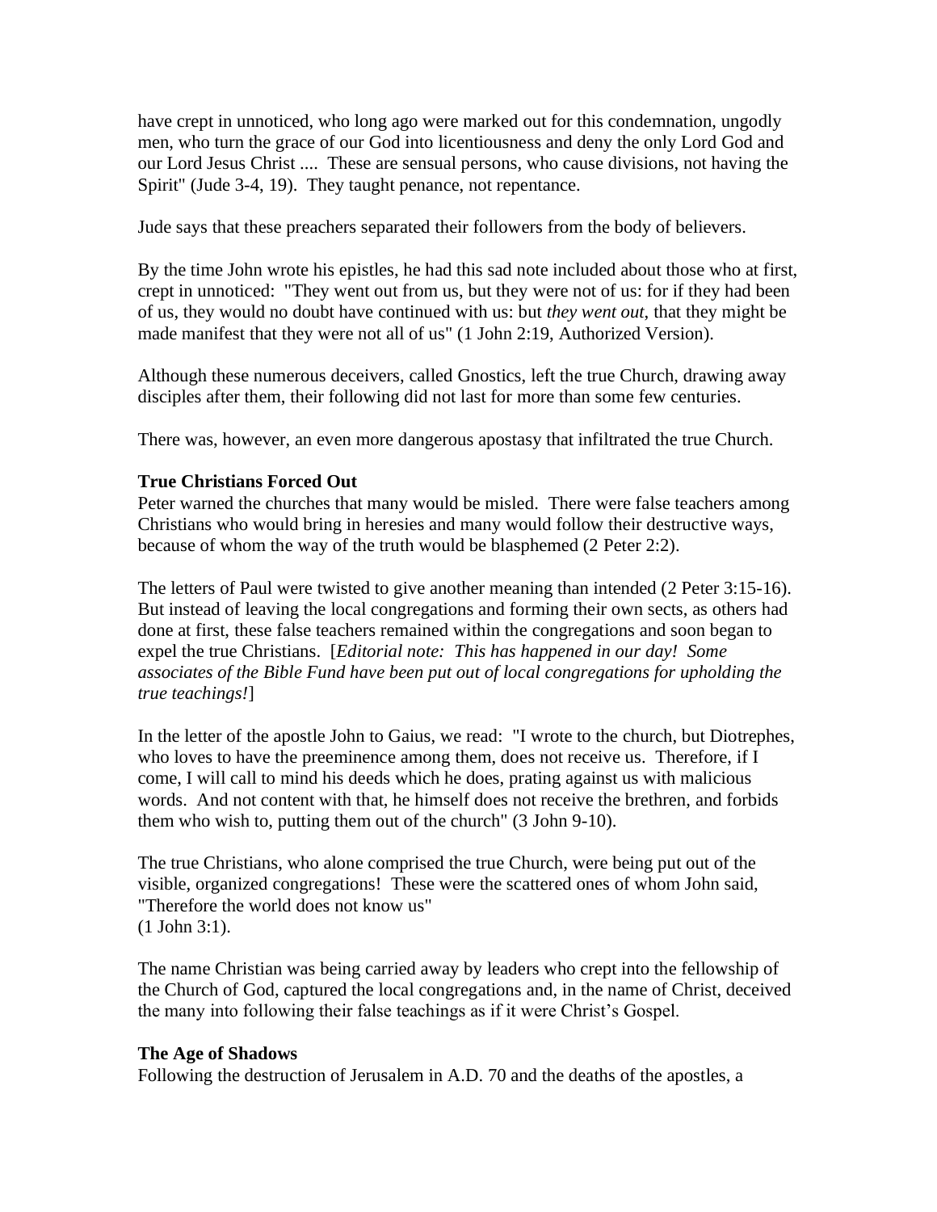have crept in unnoticed, who long ago were marked out for this condemnation, ungodly men, who turn the grace of our God into licentiousness and deny the only Lord God and our Lord Jesus Christ .... These are sensual persons, who cause divisions, not having the Spirit" (Jude 3-4, 19). They taught penance, not repentance.

Jude says that these preachers separated their followers from the body of believers.

By the time John wrote his epistles, he had this sad note included about those who at first, crept in unnoticed: "They went out from us, but they were not of us: for if they had been of us, they would no doubt have continued with us: but *they went out*, that they might be made manifest that they were not all of us" (1 John 2:19, Authorized Version).

Although these numerous deceivers, called Gnostics, left the true Church, drawing away disciples after them, their following did not last for more than some few centuries.

There was, however, an even more dangerous apostasy that infiltrated the true Church.

**True Christians Forced Out**

Peter warned the churches that many would be misled. There were false teachers among Christians who would bring in heresies and many would follow their destructive ways, because of whom the way of the truth would be blasphemed (2 Peter 2:2).

The letters of Paul were twisted to give another meaning than intended (2 Peter 3:15-16). But instead of leaving the local congregations and forming their own sects, as others had done at first, these false teachers remained within the congregations and soon began to expel the true Christians. [*Editorial note: This has happened in our day! Some associates of the Bible Fund have been put out of local congregations for upholding the true teachings!*]

In the letter of the apostle John to Gaius, we read: "I wrote to the church, but Diotrephes, who loves to have the preeminence among them, does not receive us. Therefore, if I come, I will call to mind his deeds which he does, prating against us with malicious words. And not content with that, he himself does not receive the brethren, and forbids them who wish to, putting them out of the church" (3 John 9-10).

The true Christians, who alone comprised the true Church, were being put out of the visible, organized congregations! These were the scattered ones of whom John said, "Therefore the world does not know us" (1 John 3:1).

The name Christian was being carried away by leaders who crept into the fellowship of the Church of God, captured the local congregations and, in the name of Christ, deceived the many into following their false teachings as if it were Christ's Gospel.

**The Age of Shadows**

Following the destruction of Jerusalem in A.D. 70 and the deaths of the apostles, a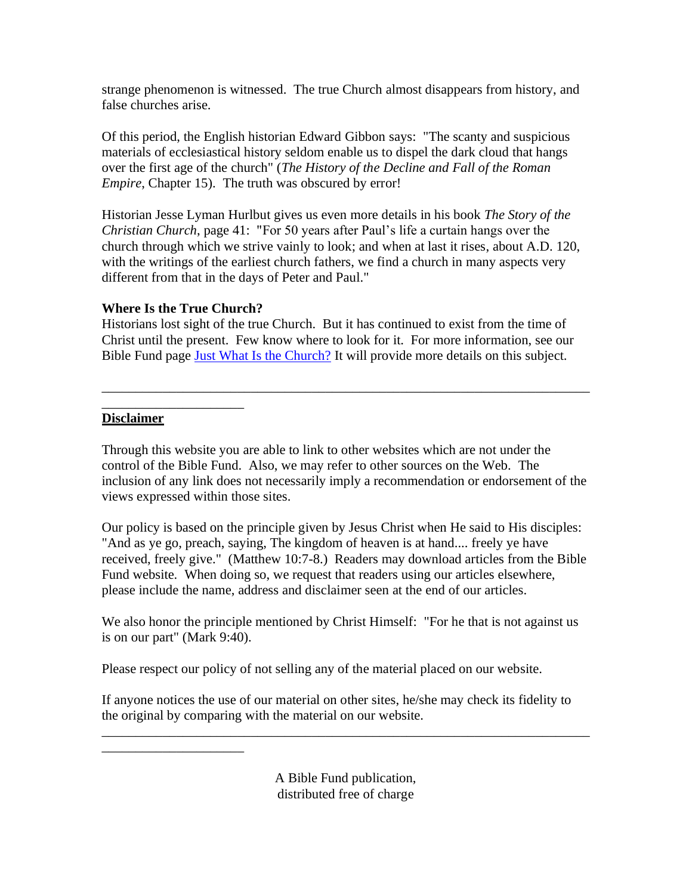strange phenomenon is witnessed. The true Church almost disappears from history, and false churches arise.

Of this period, the English historian Edward Gibbon says: "The scanty and suspicious materials of ecclesiastical history seldom enable us to dispel the dark cloud that hangs over the first age of the church" (*The History of the Decline and Fall of the Roman Empire*, Chapter 15). The truth was obscured by error!

Historian Jesse Lyman Hurlbut gives us even more details in his book *The Story of the Christian Church*, page 41: "For 50 years after Paul's life a curtain hangs over the church through which we strive vainly to look; and when at last it rises, about A.D. 120, with the writings of the earliest church fathers, we find a church in many aspects very different from that in the days of Peter and Paul."

**Where Is the True Church?**

Historians lost sight of the true Church. But it has continued to exist from the time of Christ until the present. Few know where to look for it. For more information, see our Bible Fund page [Just What Is the Church?](Just What Is the Church?) It will provide more details on this subject.

---

**Disclaimer**

Through this website you are able to link to other websites which are not under the control of the Bible Fund. Also, we may refer to other sources on the Web. The inclusion of any link does not necessarily imply a recommendation or endorsement of the views expressed within those sites.

Our policy is based on the principle given by Jesus Christ when He said to His disciples: "And as ye go, preach, saying, The kingdom of heaven is at hand.... freely ye have received, freely give." (Matthew 10:7-8.) Readers may download articles from the Bible Fund website. When doing so, we request that readers using our articles elsewhere, please include the name, address and disclaimer seen at the end of our articles.

We also honor the principle mentioned by Christ Himself: "For he that is not against us is on our part" (Mark 9:40).

Please respect our policy of not selling any of the material placed on our website.

If anyone notices the use of our material on other sites, he/she may check its fidelity to the original by comparing with the material on our website.

---

A Bible Fund publication,
distributed free of charge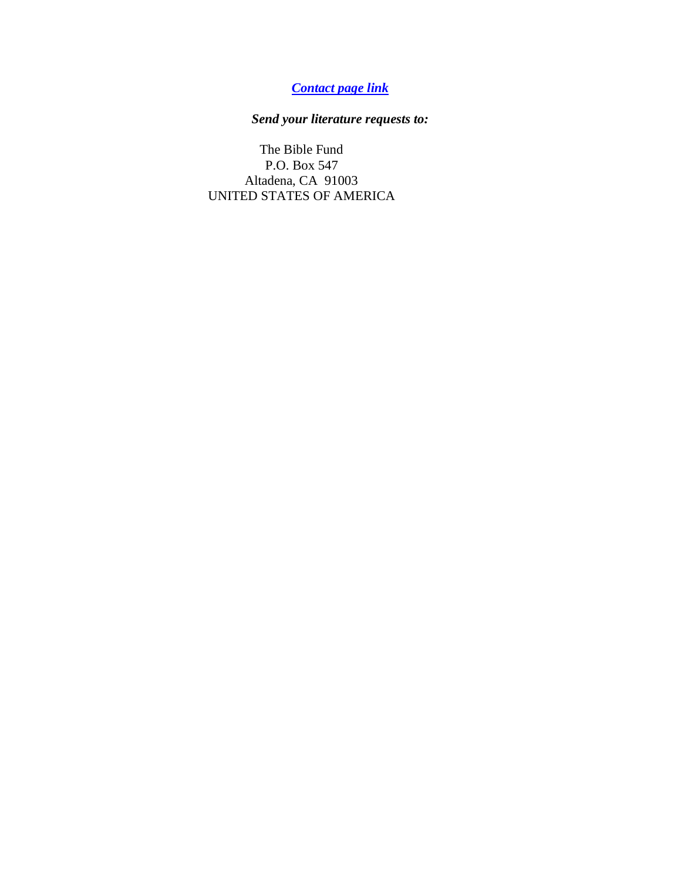***[Contact page link]()***

***Send your literature requests to:***

The Bible Fund
P.O. Box 547
Altadena, CA  91003
UNITED STATES OF AMERICA